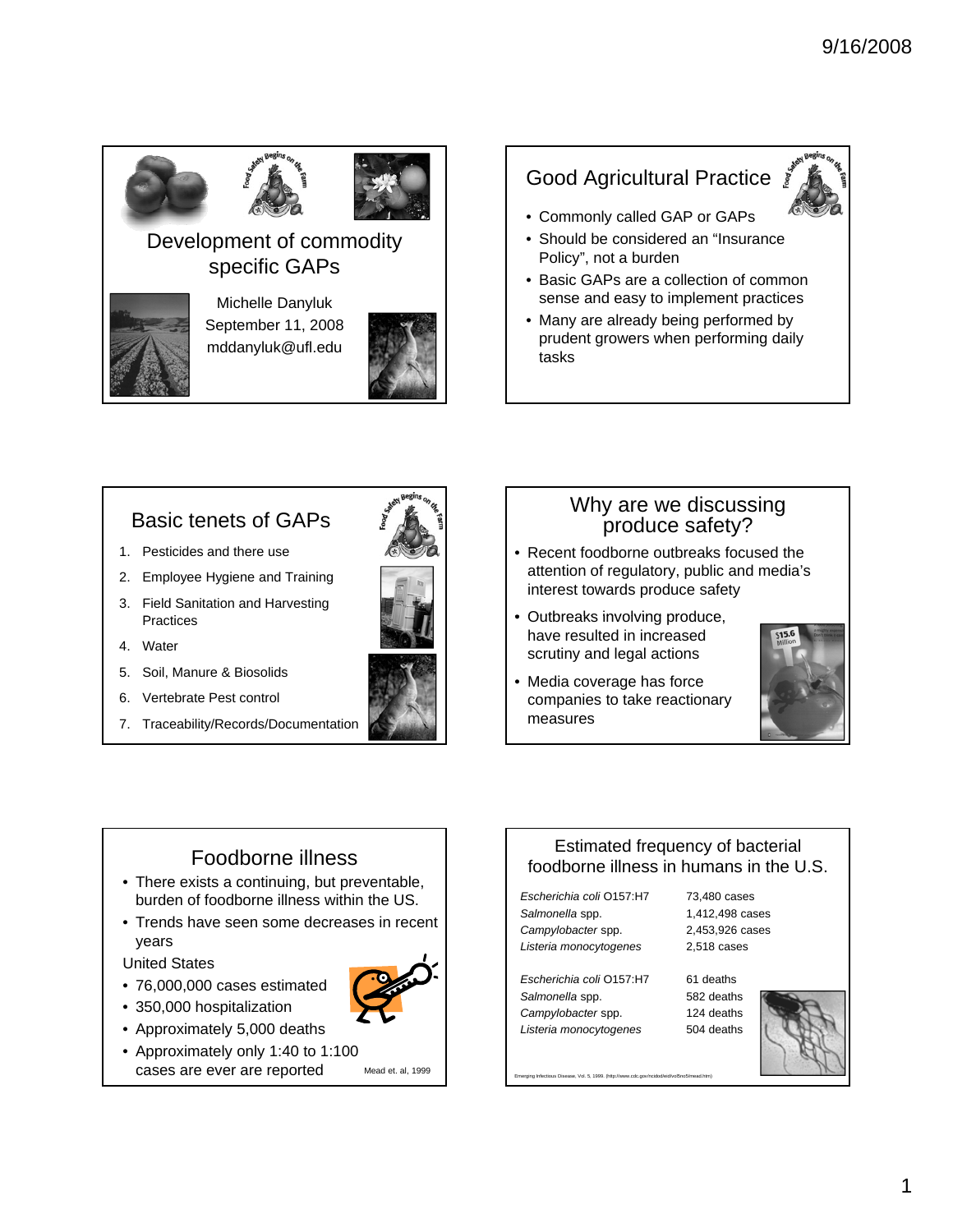# Development of commodity specific GAPs

Michelle Danyluk
September 11, 2008
mddanyluk@ufl.edu

## Good Agricultural Practice

- Commonly called GAP or GAPs
- Should be considered an "Insurance Policy", not a burden
- Basic GAPs are a collection of common sense and easy to implement practices
- Many are already being performed by prudent growers when performing daily tasks

## Basic tenets of GAPs

1. Pesticides and there use
2. Employee Hygiene and Training
3. Field Sanitation and Harvesting Practices
4. Water
5. Soil, Manure & Biosolids
6. Vertebrate Pest control
7. Traceability/Records/Documentation

## Why are we discussing produce safety?

- Recent foodborne outbreaks focused the attention of regulatory, public and media's interest towards produce safety
- Outbreaks involving produce, have resulted in increased scrutiny and legal actions
- Media coverage has force companies to take reactionary measures

## Foodborne illness

- There exists a continuing, but preventable, burden of foodborne illness within the US.
- Trends have seen some decreases in recent years

United States

- 76,000,000 cases estimated
- 350,000 hospitalization
- Approximately 5,000 deaths
- Approximately only 1:40 to 1:100 cases are ever are reported

Mead et. al, 1999

## Estimated frequency of bacterial foodborne illness in humans in the U.S.

| | |
|---|---|
| *Escherichia coli* O157:H7 | 73,480 cases |
| *Salmonella* spp. | 1,412,498 cases |
| *Campylobacter* spp. | 2,453,926 cases |
| *Listeria monocytogenes* | 2,518 cases |

| | |
|---|---|
| *Escherichia coli* O157:H7 | 61 deaths |
| *Salmonella* spp. | 582 deaths |
| *Campylobacter* spp. | 124 deaths |
| *Listeria monocytogenes* | 504 deaths |

Emerging Infectious Disease, Vol. 5, 1999. (http://www.cdc.gov/ncidod/eid/vol5no5/mead.htm)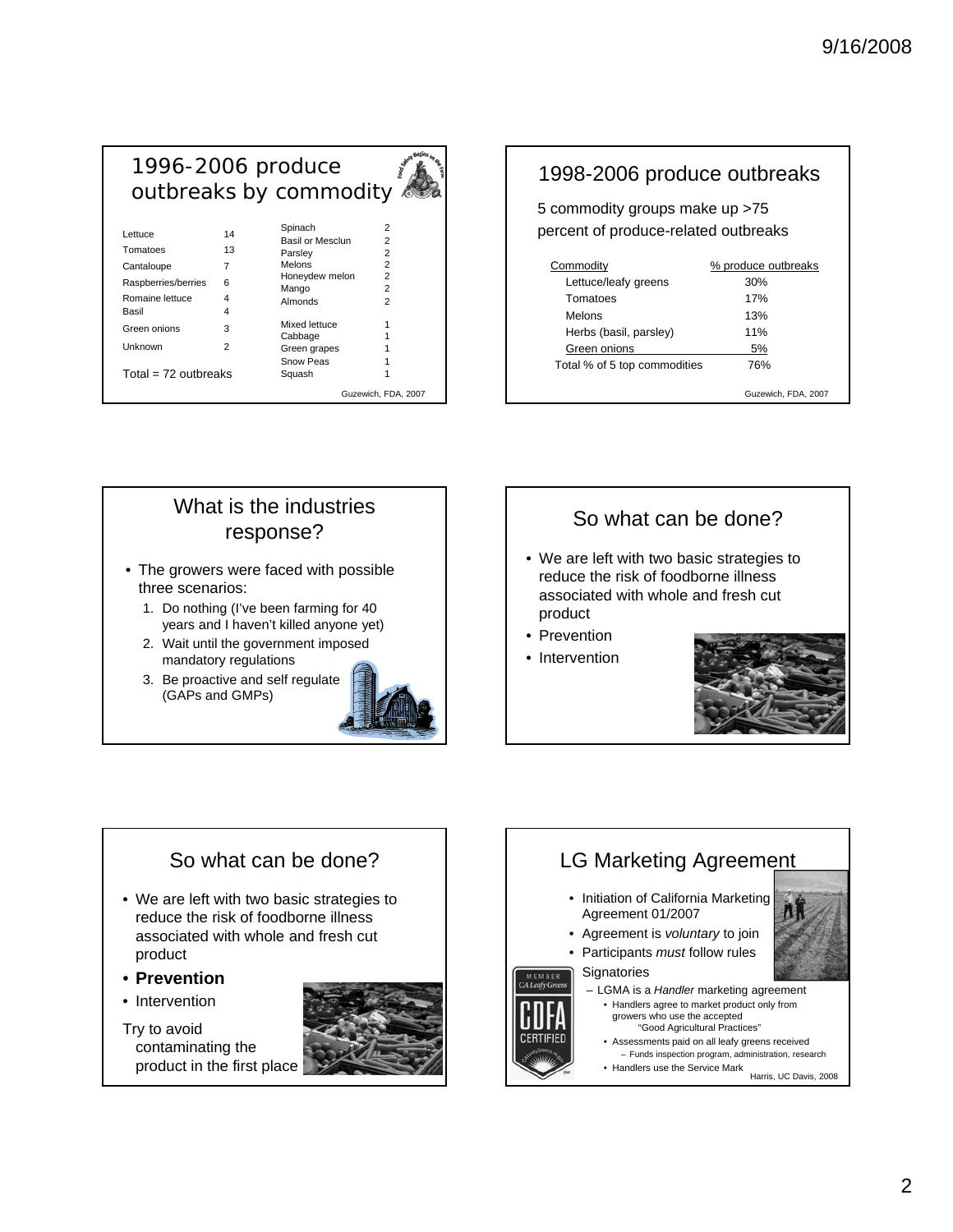## 1996-2006 produce outbreaks by commodity

| Commodity | Outbreaks | Commodity | Outbreaks |
|---|---|---|---|
| Lettuce | 14 | Spinach | 2 |
| Tomatoes | 13 | Basil or Mesclun | 2 |
| Cantaloupe | 7 | Parsley | 2 |
| Raspberries/berries | 6 | Melons | 2 |
| Romaine lettuce | 4 | Honeydew melon | 2 |
| Basil | 4 | Mango | 2 |
| Green onions | 3 | Almonds | 2 |
| Unknown | 2 | Mixed lettuce | 1 |
| | | Cabbage | 1 |
| | | Green grapes | 1 |
| | | Snow Peas | 1 |
| | | Squash | 1 |

Total = 72 outbreaks

Guzewich, FDA, 2007

## 1998-2006 produce outbreaks

5 commodity groups make up >75 percent of produce-related outbreaks

| Commodity | % produce outbreaks |
|---|---|
| Lettuce/leafy greens | 30% |
| Tomatoes | 17% |
| Melons | 13% |
| Herbs (basil, parsley) | 11% |
| Green onions | 5% |
| Total % of 5 top commodities | 76% |

Guzewich, FDA, 2007

## What is the industries response?

- The growers were faced with possible three scenarios:
  1. Do nothing (I've been farming for 40 years and I haven't killed anyone yet)
  2. Wait until the government imposed mandatory regulations
  3. Be proactive and self regulate (GAPs and GMPs)

## So what can be done?

- We are left with two basic strategies to reduce the risk of foodborne illness associated with whole and fresh cut product
- Prevention
- Intervention

## So what can be done?

- We are left with two basic strategies to reduce the risk of foodborne illness associated with whole and fresh cut product
- **Prevention**
- Intervention

Try to avoid contaminating the product in the first place

## LG Marketing Agreement

- Initiation of California Marketing Agreement 01/2007
- Agreement is *voluntary* to join
- Participants *must* follow rules
- Signatories
  - LGMA is a *Handler* marketing agreement
    - Handlers agree to market product only from growers who use the accepted "Good Agricultural Practices"
    - Assessments paid on all leafy greens received
      - Funds inspection program, administration, research
    - Handlers use the Service Mark

Harris, UC Davis, 2008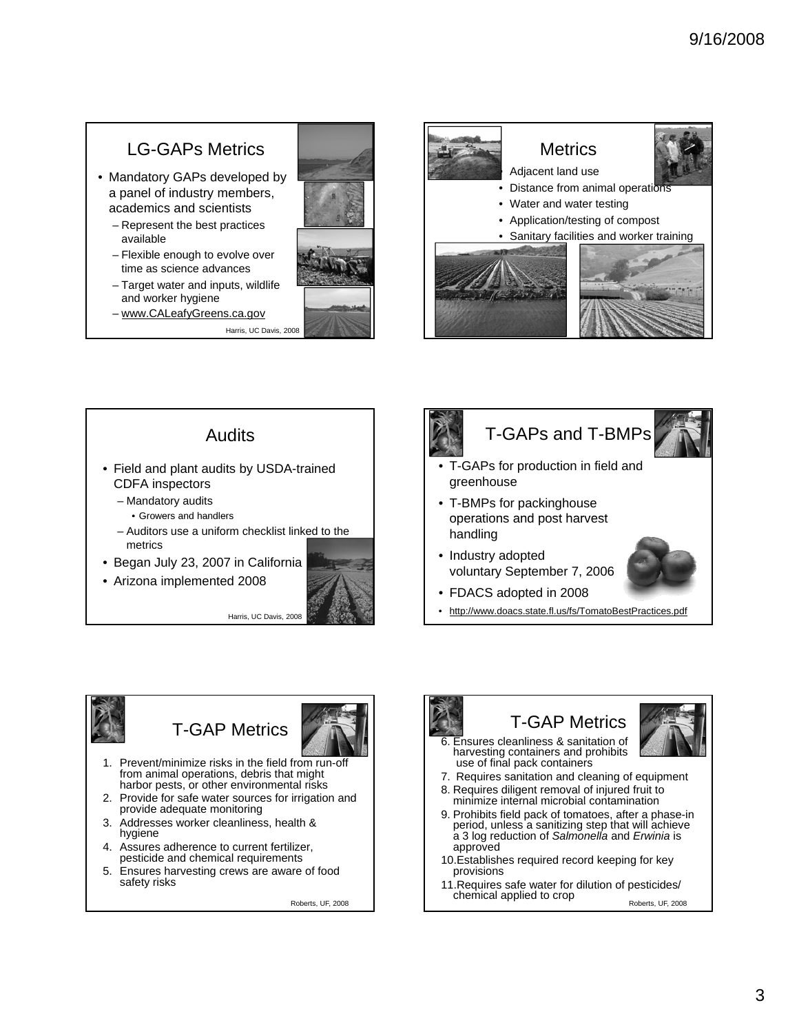## LG-GAPs Metrics

- Mandatory GAPs developed by a panel of industry members, academics and scientists
  - Represent the best practices available
  - Flexible enough to evolve over time as science advances
  - Target water and inputs, wildlife and worker hygiene
  - www.CALeafyGreens.ca.gov

Harris, UC Davis, 2008

## Metrics

- Adjacent land use
- Distance from animal operations
- Water and water testing
- Application/testing of compost
- Sanitary facilities and worker training

## Audits

- Field and plant audits by USDA-trained CDFA inspectors
  - Mandatory audits
    - Growers and handlers
  - Auditors use a uniform checklist linked to the metrics
- Began July 23, 2007 in California
- Arizona implemented 2008

Harris, UC Davis, 2008

## T-GAPs and T-BMPs

- T-GAPs for production in field and greenhouse
- T-BMPs for packinghouse operations and post harvest handling
- Industry adopted voluntary September 7, 2006
- FDACS adopted in 2008
- http://www.doacs.state.fl.us/fs/TomatoBestPractices.pdf

## T-GAP Metrics

1. Prevent/minimize risks in the field from run-off from animal operations, debris that might harbor pests, or other environmental risks
2. Provide for safe water sources for irrigation and provide adequate monitoring
3. Addresses worker cleanliness, health & hygiene
4. Assures adherence to current fertilizer, pesticide and chemical requirements
5. Ensures harvesting crews are aware of food safety risks

Roberts, UF, 2008

## T-GAP Metrics

6. Ensures cleanliness & sanitation of harvesting containers and prohibits use of final pack containers
7. Requires sanitation and cleaning of equipment
8. Requires diligent removal of injured fruit to minimize internal microbial contamination
9. Prohibits field pack of tomatoes, after a phase-in period, unless a sanitizing step that will achieve a 3 log reduction of *Salmonella* and *Erwinia* is approved
10. Establishes required record keeping for key provisions
11. Requires safe water for dilution of pesticides/ chemical applied to crop

Roberts, UF, 2008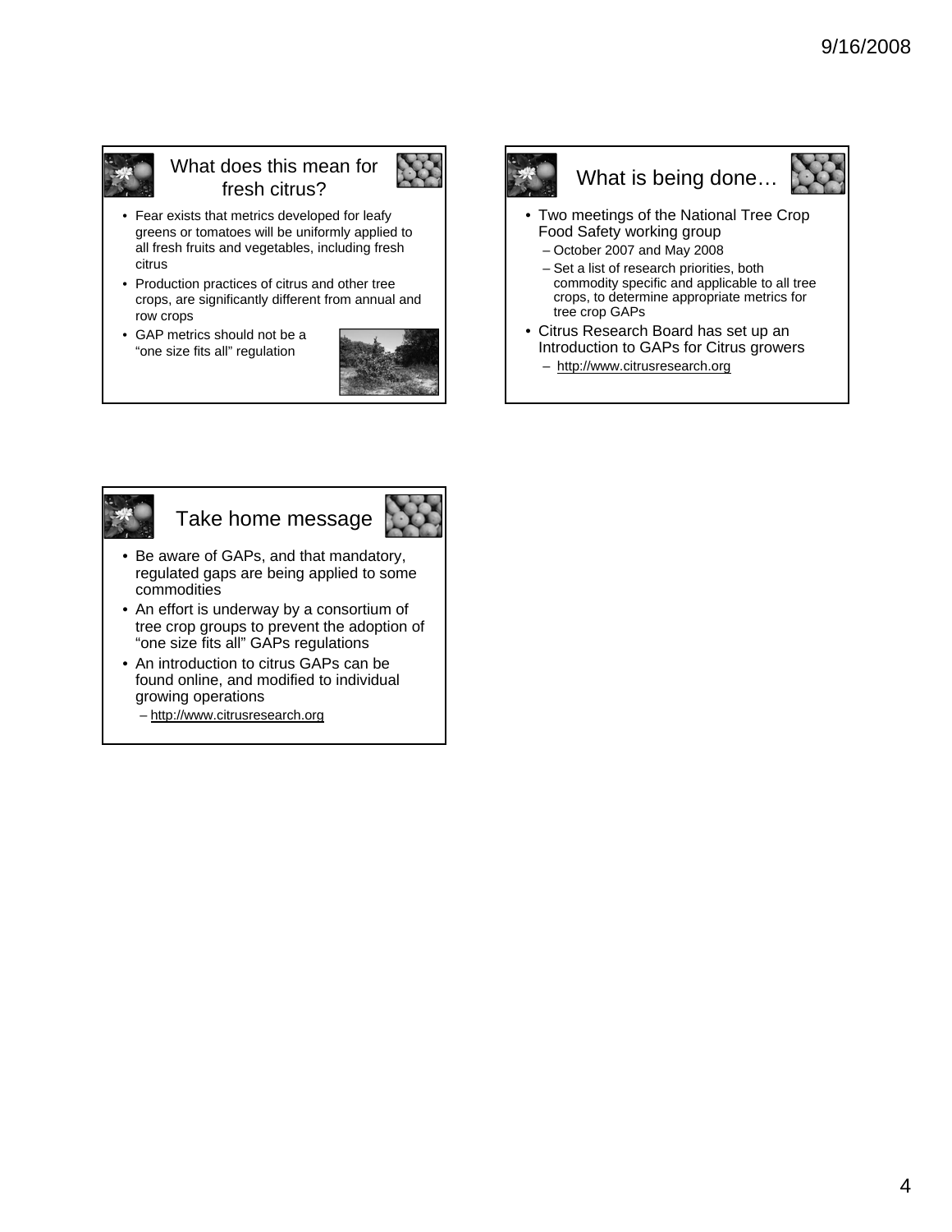## What does this mean for fresh citrus?

- Fear exists that metrics developed for leafy greens or tomatoes will be uniformly applied to all fresh fruits and vegetables, including fresh citrus
- Production practices of citrus and other tree crops, are significantly different from annual and row crops
- GAP metrics should not be a "one size fits all" regulation

## What is being done…

- Two meetings of the National Tree Crop Food Safety working group
  - October 2007 and May 2008
  - Set a list of research priorities, both commodity specific and applicable to all tree crops, to determine appropriate metrics for tree crop GAPs
- Citrus Research Board has set up an Introduction to GAPs for Citrus growers
  - http://www.citrusresearch.org

## Take home message

- Be aware of GAPs, and that mandatory, regulated gaps are being applied to some commodities
- An effort is underway by a consortium of tree crop groups to prevent the adoption of "one size fits all" GAPs regulations
- An introduction to citrus GAPs can be found online, and modified to individual growing operations
  - http://www.citrusresearch.org